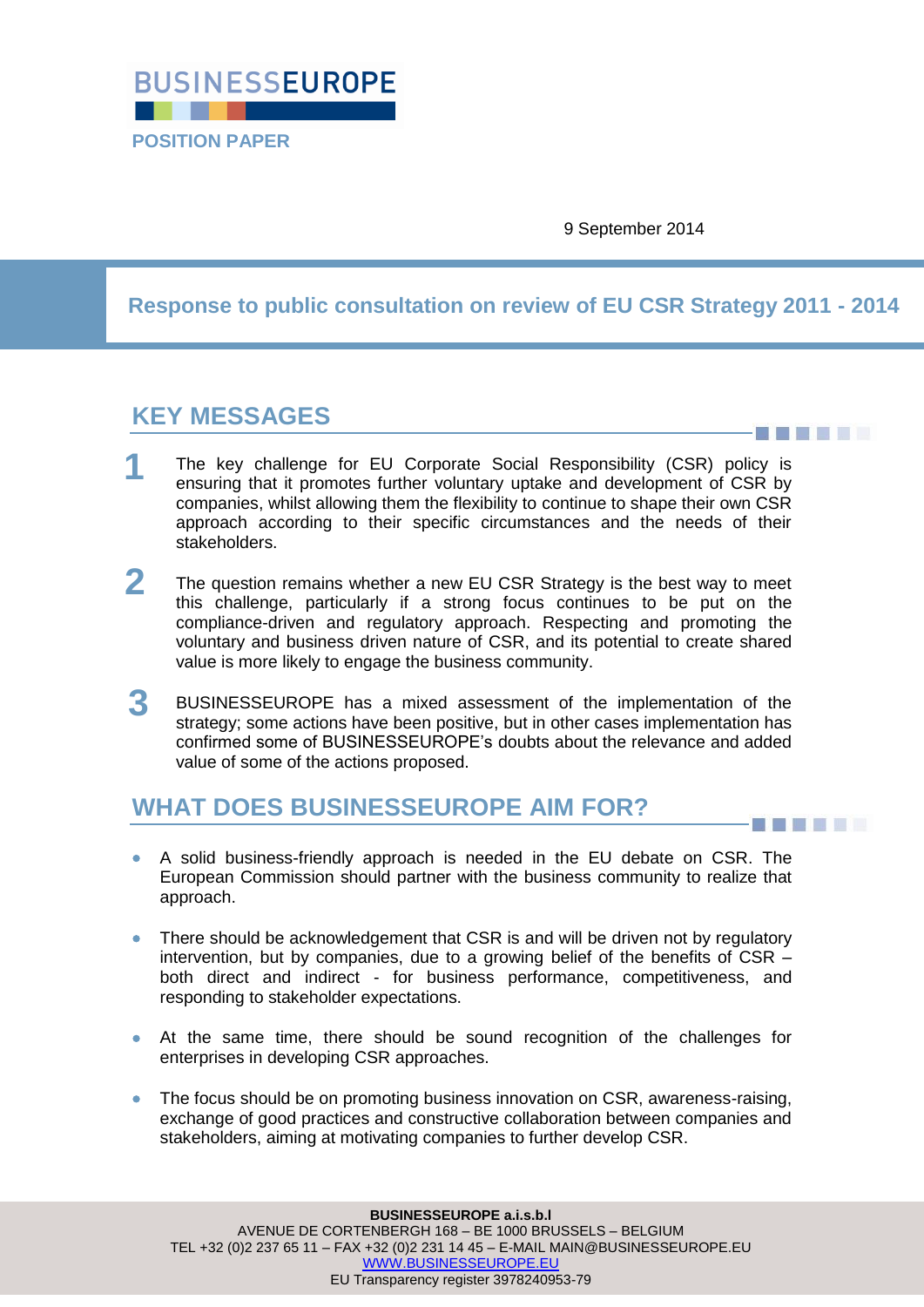BUSINESSEUROPE

POSITION PAPER

9 September 2014

# Response to public consultation on review of EU CSR Strategy 2011 - 2014

## KEY MESSAGES

**1** The key challenge for EU Corporate Social Responsibility (CSR) policy is ensuring that it promotes further voluntary uptake and development of CSR by companies, whilst allowing them the flexibility to continue to shape their own CSR approach according to their specific circumstances and the needs of their stakeholders.

**2** The question remains whether a new EU CSR Strategy is the best way to meet this challenge, particularly if a strong focus continues to be put on the compliance-driven and regulatory approach. Respecting and promoting the voluntary and business driven nature of CSR, and its potential to create shared value is more likely to engage the business community.

**3** BUSINESSEUROPE has a mixed assessment of the implementation of the strategy; some actions have been positive, but in other cases implementation has confirmed some of BUSINESSEUROPE's doubts about the relevance and added value of some of the actions proposed.

## WHAT DOES BUSINESSEUROPE AIM FOR?

- A solid business-friendly approach is needed in the EU debate on CSR. The European Commission should partner with the business community to realize that approach.
- There should be acknowledgement that CSR is and will be driven not by regulatory intervention, but by companies, due to a growing belief of the benefits of CSR – both direct and indirect - for business performance, competitiveness, and responding to stakeholder expectations.
- At the same time, there should be sound recognition of the challenges for enterprises in developing CSR approaches.
- The focus should be on promoting business innovation on CSR, awareness-raising, exchange of good practices and constructive collaboration between companies and stakeholders, aiming at motivating companies to further develop CSR.

**BUSINESSEUROPE a.i.s.b.l**
AVENUE DE CORTENBERGH 168 – BE 1000 BRUSSELS – BELGIUM
TEL +32 (0)2 237 65 11 – FAX +32 (0)2 231 14 45 – E-MAIL MAIN@BUSINESSEUROPE.EU
WWW.BUSINESSEUROPE.EU
EU Transparency register 3978240953-79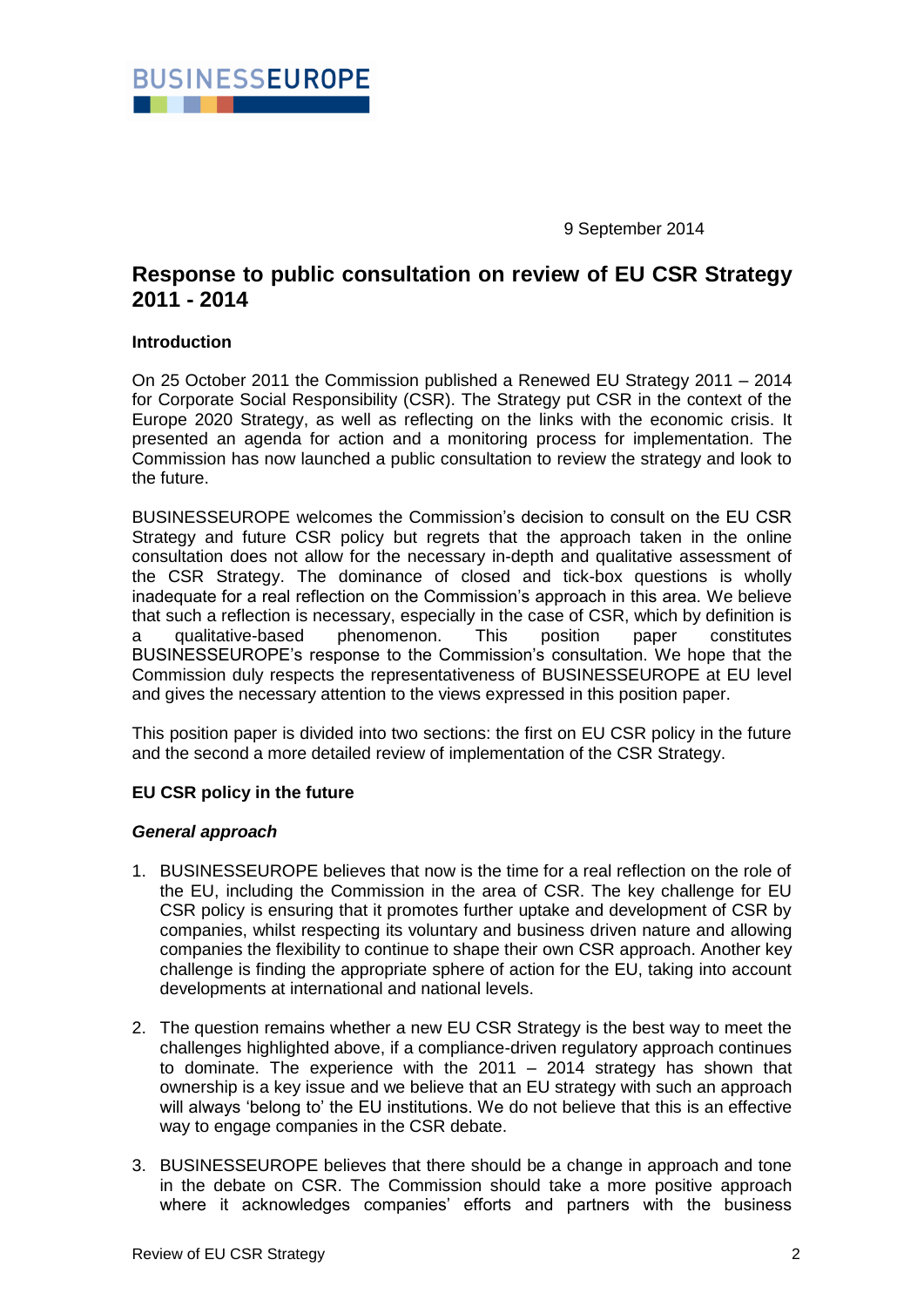BUSINESSEUROPE

9 September 2014

# Response to public consultation on review of EU CSR Strategy 2011 - 2014

## Introduction

On 25 October 2011 the Commission published a Renewed EU Strategy 2011 – 2014 for Corporate Social Responsibility (CSR). The Strategy put CSR in the context of the Europe 2020 Strategy, as well as reflecting on the links with the economic crisis. It presented an agenda for action and a monitoring process for implementation. The Commission has now launched a public consultation to review the strategy and look to the future.

BUSINESSEUROPE welcomes the Commission's decision to consult on the EU CSR Strategy and future CSR policy but regrets that the approach taken in the online consultation does not allow for the necessary in-depth and qualitative assessment of the CSR Strategy. The dominance of closed and tick-box questions is wholly inadequate for a real reflection on the Commission's approach in this area. We believe that such a reflection is necessary, especially in the case of CSR, which by definition is a qualitative-based phenomenon. This position paper constitutes BUSINESSEUROPE's response to the Commission's consultation. We hope that the Commission duly respects the representativeness of BUSINESSEUROPE at EU level and gives the necessary attention to the views expressed in this position paper.

This position paper is divided into two sections: the first on EU CSR policy in the future and the second a more detailed review of implementation of the CSR Strategy.

## EU CSR policy in the future

### *General approach*

1. BUSINESSEUROPE believes that now is the time for a real reflection on the role of the EU, including the Commission in the area of CSR. The key challenge for EU CSR policy is ensuring that it promotes further uptake and development of CSR by companies, whilst respecting its voluntary and business driven nature and allowing companies the flexibility to continue to shape their own CSR approach. Another key challenge is finding the appropriate sphere of action for the EU, taking into account developments at international and national levels.

2. The question remains whether a new EU CSR Strategy is the best way to meet the challenges highlighted above, if a compliance-driven regulatory approach continues to dominate. The experience with the 2011 – 2014 strategy has shown that ownership is a key issue and we believe that an EU strategy with such an approach will always 'belong to' the EU institutions. We do not believe that this is an effective way to engage companies in the CSR debate.

3. BUSINESSEUROPE believes that there should be a change in approach and tone in the debate on CSR. The Commission should take a more positive approach where it acknowledges companies' efforts and partners with the business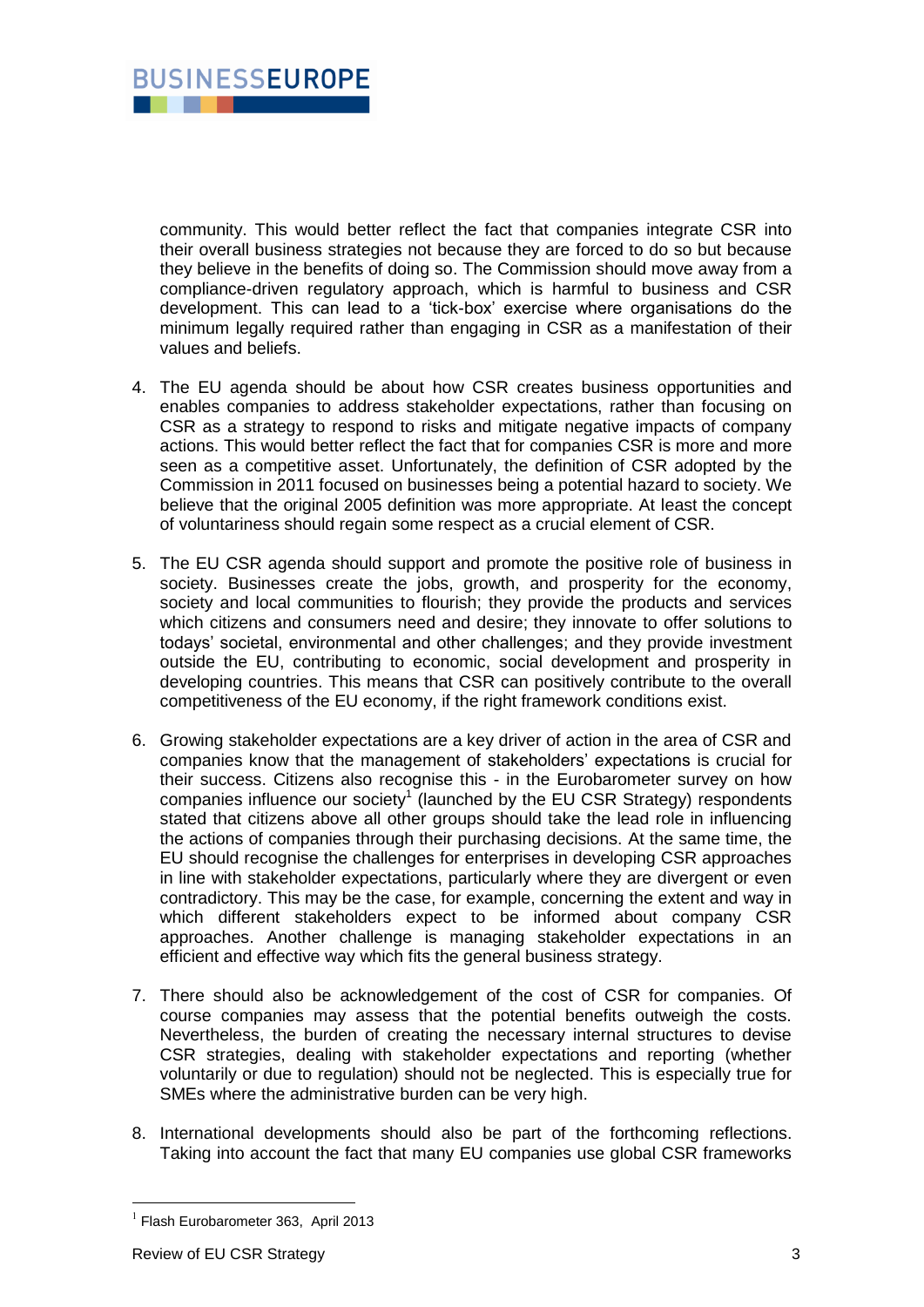community. This would better reflect the fact that companies integrate CSR into their overall business strategies not because they are forced to do so but because they believe in the benefits of doing so. The Commission should move away from a compliance-driven regulatory approach, which is harmful to business and CSR development. This can lead to a 'tick-box' exercise where organisations do the minimum legally required rather than engaging in CSR as a manifestation of their values and beliefs.

4. The EU agenda should be about how CSR creates business opportunities and enables companies to address stakeholder expectations, rather than focusing on CSR as a strategy to respond to risks and mitigate negative impacts of company actions. This would better reflect the fact that for companies CSR is more and more seen as a competitive asset. Unfortunately, the definition of CSR adopted by the Commission in 2011 focused on businesses being a potential hazard to society. We believe that the original 2005 definition was more appropriate. At least the concept of voluntariness should regain some respect as a crucial element of CSR.

5. The EU CSR agenda should support and promote the positive role of business in society. Businesses create the jobs, growth, and prosperity for the economy, society and local communities to flourish; they provide the products and services which citizens and consumers need and desire; they innovate to offer solutions to todays' societal, environmental and other challenges; and they provide investment outside the EU, contributing to economic, social development and prosperity in developing countries. This means that CSR can positively contribute to the overall competitiveness of the EU economy, if the right framework conditions exist.

6. Growing stakeholder expectations are a key driver of action in the area of CSR and companies know that the management of stakeholders' expectations is crucial for their success. Citizens also recognise this - in the Eurobarometer survey on how companies influence our society[1] (launched by the EU CSR Strategy) respondents stated that citizens above all other groups should take the lead role in influencing the actions of companies through their purchasing decisions. At the same time, the EU should recognise the challenges for enterprises in developing CSR approaches in line with stakeholder expectations, particularly where they are divergent or even contradictory. This may be the case, for example, concerning the extent and way in which different stakeholders expect to be informed about company CSR approaches. Another challenge is managing stakeholder expectations in an efficient and effective way which fits the general business strategy.

7. There should also be acknowledgement of the cost of CSR for companies. Of course companies may assess that the potential benefits outweigh the costs. Nevertheless, the burden of creating the necessary internal structures to devise CSR strategies, dealing with stakeholder expectations and reporting (whether voluntarily or due to regulation) should not be neglected. This is especially true for SMEs where the administrative burden can be very high.

8. International developments should also be part of the forthcoming reflections. Taking into account the fact that many EU companies use global CSR frameworks

[1] Flash Eurobarometer 363, April 2013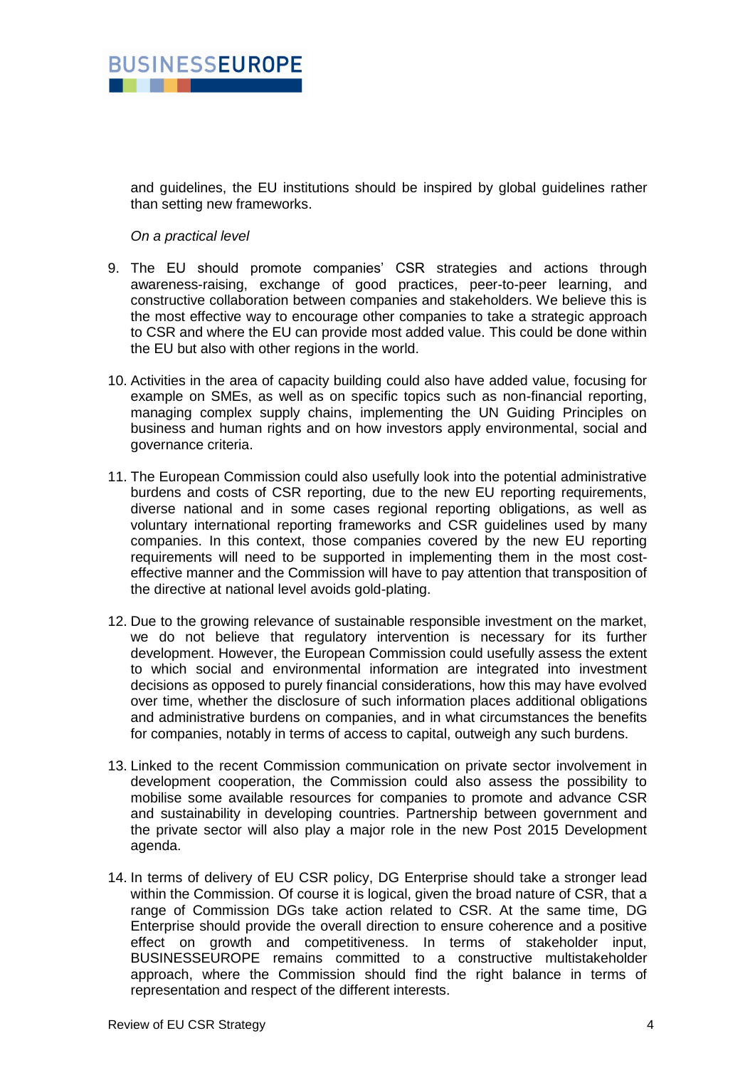and guidelines, the EU institutions should be inspired by global guidelines rather than setting new frameworks.

*On a practical level*

9. The EU should promote companies' CSR strategies and actions through awareness-raising, exchange of good practices, peer-to-peer learning, and constructive collaboration between companies and stakeholders. We believe this is the most effective way to encourage other companies to take a strategic approach to CSR and where the EU can provide most added value. This could be done within the EU but also with other regions in the world.

10. Activities in the area of capacity building could also have added value, focusing for example on SMEs, as well as on specific topics such as non-financial reporting, managing complex supply chains, implementing the UN Guiding Principles on business and human rights and on how investors apply environmental, social and governance criteria.

11. The European Commission could also usefully look into the potential administrative burdens and costs of CSR reporting, due to the new EU reporting requirements, diverse national and in some cases regional reporting obligations, as well as voluntary international reporting frameworks and CSR guidelines used by many companies. In this context, those companies covered by the new EU reporting requirements will need to be supported in implementing them in the most cost-effective manner and the Commission will have to pay attention that transposition of the directive at national level avoids gold-plating.

12. Due to the growing relevance of sustainable responsible investment on the market, we do not believe that regulatory intervention is necessary for its further development. However, the European Commission could usefully assess the extent to which social and environmental information are integrated into investment decisions as opposed to purely financial considerations, how this may have evolved over time, whether the disclosure of such information places additional obligations and administrative burdens on companies, and in what circumstances the benefits for companies, notably in terms of access to capital, outweigh any such burdens.

13. Linked to the recent Commission communication on private sector involvement in development cooperation, the Commission could also assess the possibility to mobilise some available resources for companies to promote and advance CSR and sustainability in developing countries. Partnership between government and the private sector will also play a major role in the new Post 2015 Development agenda.

14. In terms of delivery of EU CSR policy, DG Enterprise should take a stronger lead within the Commission. Of course it is logical, given the broad nature of CSR, that a range of Commission DGs take action related to CSR. At the same time, DG Enterprise should provide the overall direction to ensure coherence and a positive effect on growth and competitiveness. In terms of stakeholder input, BUSINESSEUROPE remains committed to a constructive multistakeholder approach, where the Commission should find the right balance in terms of representation and respect of the different interests.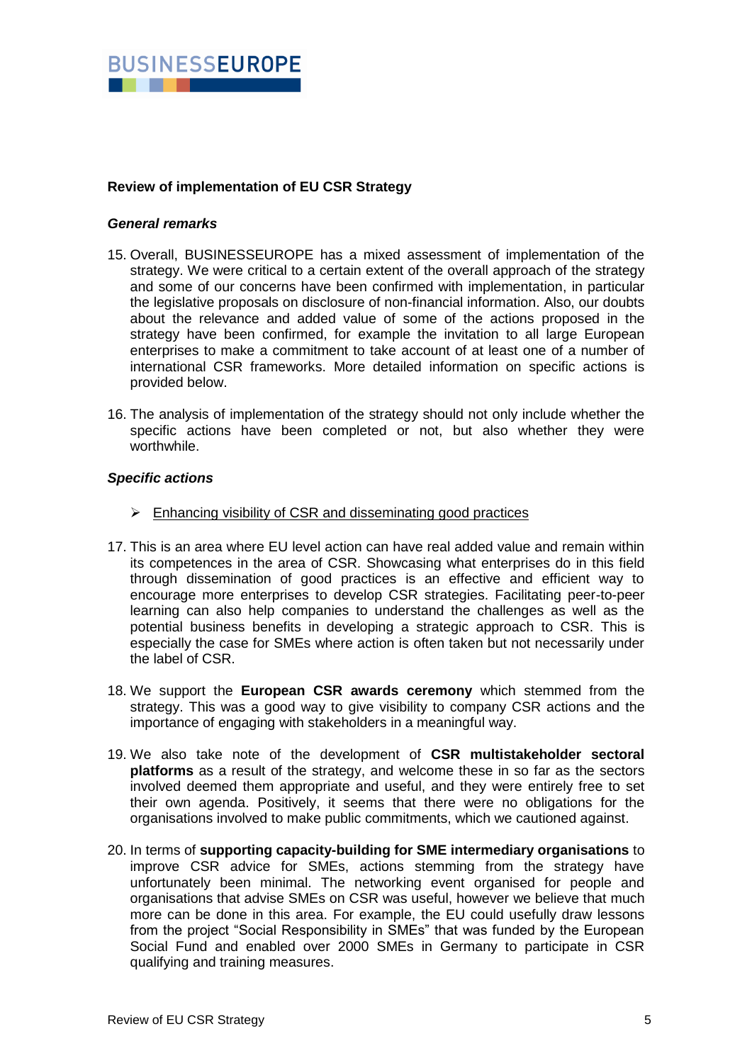**Review of implementation of EU CSR Strategy**

***General remarks***

15. Overall, BUSINESSEUROPE has a mixed assessment of implementation of the strategy. We were critical to a certain extent of the overall approach of the strategy and some of our concerns have been confirmed with implementation, in particular the legislative proposals on disclosure of non-financial information. Also, our doubts about the relevance and added value of some of the actions proposed in the strategy have been confirmed, for example the invitation to all large European enterprises to make a commitment to take account of at least one of a number of international CSR frameworks. More detailed information on specific actions is provided below.

16. The analysis of implementation of the strategy should not only include whether the specific actions have been completed or not, but also whether they were worthwhile.

***Specific actions***

- <u>Enhancing visibility of CSR and disseminating good practices</u>

17. This is an area where EU level action can have real added value and remain within its competences in the area of CSR. Showcasing what enterprises do in this field through dissemination of good practices is an effective and efficient way to encourage more enterprises to develop CSR strategies. Facilitating peer-to-peer learning can also help companies to understand the challenges as well as the potential business benefits in developing a strategic approach to CSR. This is especially the case for SMEs where action is often taken but not necessarily under the label of CSR.

18. We support the **European CSR awards ceremony** which stemmed from the strategy. This was a good way to give visibility to company CSR actions and the importance of engaging with stakeholders in a meaningful way.

19. We also take note of the development of **CSR multistakeholder sectoral platforms** as a result of the strategy, and welcome these in so far as the sectors involved deemed them appropriate and useful, and they were entirely free to set their own agenda. Positively, it seems that there were no obligations for the organisations involved to make public commitments, which we cautioned against.

20. In terms of **supporting capacity-building for SME intermediary organisations** to improve CSR advice for SMEs, actions stemming from the strategy have unfortunately been minimal. The networking event organised for people and organisations that advise SMEs on CSR was useful, however we believe that much more can be done in this area. For example, the EU could usefully draw lessons from the project "Social Responsibility in SMEs" that was funded by the European Social Fund and enabled over 2000 SMEs in Germany to participate in CSR qualifying and training measures.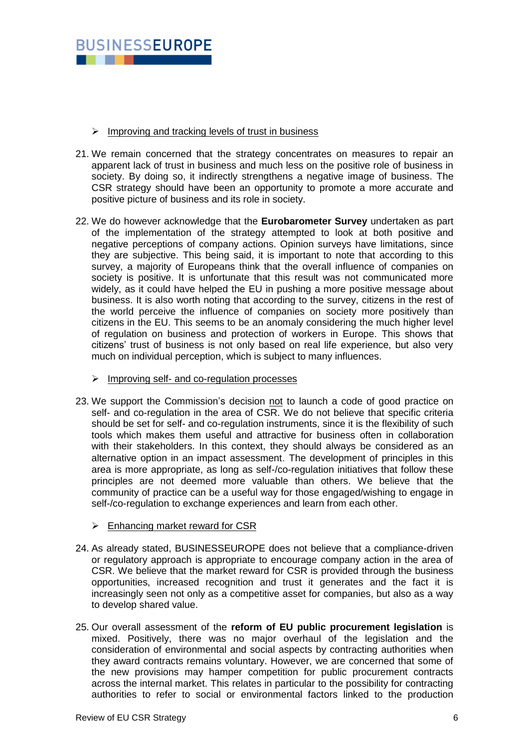- <u>Improving and tracking levels of trust in business</u>

21. We remain concerned that the strategy concentrates on measures to repair an apparent lack of trust in business and much less on the positive role of business in society. By doing so, it indirectly strengthens a negative image of business. The CSR strategy should have been an opportunity to promote a more accurate and positive picture of business and its role in society.

22. We do however acknowledge that the **Eurobarometer Survey** undertaken as part of the implementation of the strategy attempted to look at both positive and negative perceptions of company actions. Opinion surveys have limitations, since they are subjective. This being said, it is important to note that according to this survey, a majority of Europeans think that the overall influence of companies on society is positive. It is unfortunate that this result was not communicated more widely, as it could have helped the EU in pushing a more positive message about business. It is also worth noting that according to the survey, citizens in the rest of the world perceive the influence of companies on society more positively than citizens in the EU. This seems to be an anomaly considering the much higher level of regulation on business and protection of workers in Europe. This shows that citizens' trust of business is not only based on real life experience, but also very much on individual perception, which is subject to many influences.

- <u>Improving self- and co-regulation processes</u>

23. We support the Commission's decision <u>not</u> to launch a code of good practice on self- and co-regulation in the area of CSR. We do not believe that specific criteria should be set for self- and co-regulation instruments, since it is the flexibility of such tools which makes them useful and attractive for business often in collaboration with their stakeholders. In this context, they should always be considered as an alternative option in an impact assessment. The development of principles in this area is more appropriate, as long as self-/co-regulation initiatives that follow these principles are not deemed more valuable than others. We believe that the community of practice can be a useful way for those engaged/wishing to engage in self-/co-regulation to exchange experiences and learn from each other.

- <u>Enhancing market reward for CSR</u>

24. As already stated, BUSINESSEUROPE does not believe that a compliance-driven or regulatory approach is appropriate to encourage company action in the area of CSR. We believe that the market reward for CSR is provided through the business opportunities, increased recognition and trust it generates and the fact it is increasingly seen not only as a competitive asset for companies, but also as a way to develop shared value.

25. Our overall assessment of the **reform of EU public procurement legislation** is mixed. Positively, there was no major overhaul of the legislation and the consideration of environmental and social aspects by contracting authorities when they award contracts remains voluntary. However, we are concerned that some of the new provisions may hamper competition for public procurement contracts across the internal market. This relates in particular to the possibility for contracting authorities to refer to social or environmental factors linked to the production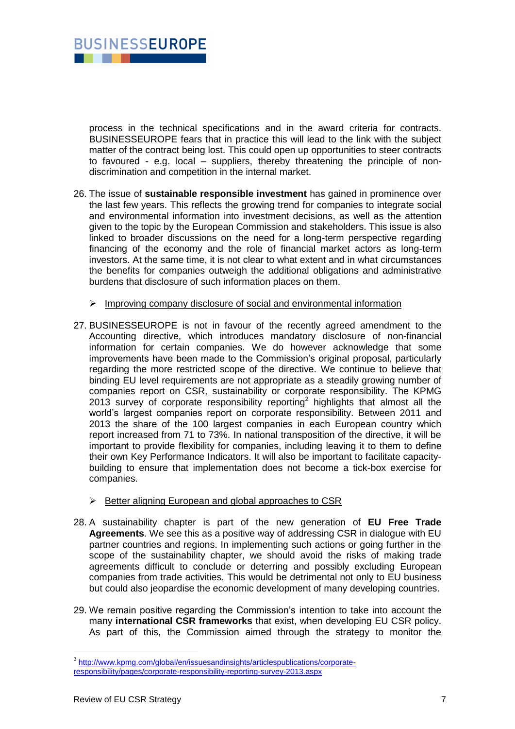process in the technical specifications and in the award criteria for contracts. BUSINESSEUROPE fears that in practice this will lead to the link with the subject matter of the contract being lost. This could open up opportunities to steer contracts to favoured - e.g. local – suppliers, thereby threatening the principle of non-discrimination and competition in the internal market.

26. The issue of **sustainable responsible investment** has gained in prominence over the last few years. This reflects the growing trend for companies to integrate social and environmental information into investment decisions, as well as the attention given to the topic by the European Commission and stakeholders. This issue is also linked to broader discussions on the need for a long-term perspective regarding financing of the economy and the role of financial market actors as long-term investors. At the same time, it is not clear to what extent and in what circumstances the benefits for companies outweigh the additional obligations and administrative burdens that disclosure of such information places on them.

   - Improving company disclosure of social and environmental information

27. BUSINESSEUROPE is not in favour of the recently agreed amendment to the Accounting directive, which introduces mandatory disclosure of non-financial information for certain companies. We do however acknowledge that some improvements have been made to the Commission's original proposal, particularly regarding the more restricted scope of the directive. We continue to believe that binding EU level requirements are not appropriate as a steadily growing number of companies report on CSR, sustainability or corporate responsibility. The KPMG 2013 survey of corporate responsibility reporting[2] highlights that almost all the world's largest companies report on corporate responsibility. Between 2011 and 2013 the share of the 100 largest companies in each European country which report increased from 71 to 73%. In national transposition of the directive, it will be important to provide flexibility for companies, including leaving it to them to define their own Key Performance Indicators. It will also be important to facilitate capacity-building to ensure that implementation does not become a tick-box exercise for companies.

   - Better aligning European and global approaches to CSR

28. A sustainability chapter is part of the new generation of **EU Free Trade Agreements**. We see this as a positive way of addressing CSR in dialogue with EU partner countries and regions. In implementing such actions or going further in the scope of the sustainability chapter, we should avoid the risks of making trade agreements difficult to conclude or deterring and possibly excluding European companies from trade activities. This would be detrimental not only to EU business but could also jeopardise the economic development of many developing countries.

29. We remain positive regarding the Commission's intention to take into account the many **international CSR frameworks** that exist, when developing EU CSR policy. As part of this, the Commission aimed through the strategy to monitor the

---

[2] http://www.kpmg.com/global/en/issuesandinsights/articlespublications/corporate-responsibility/pages/corporate-responsibility-reporting-survey-2013.aspx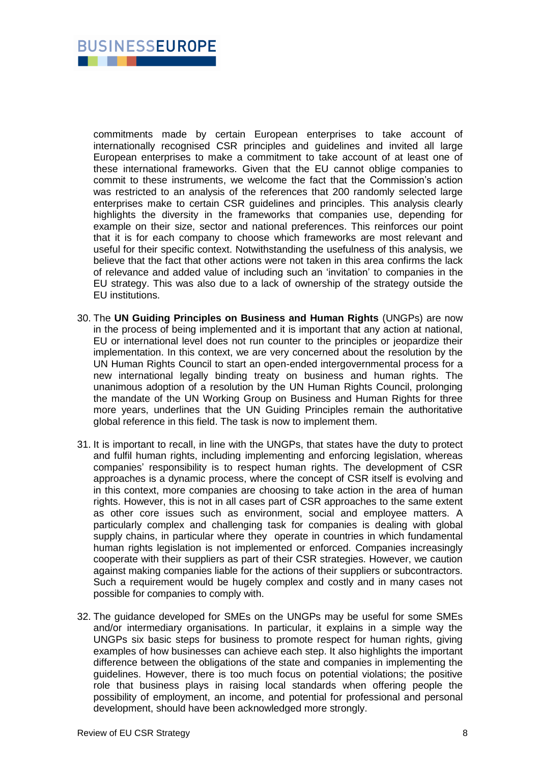commitments made by certain European enterprises to take account of internationally recognised CSR principles and guidelines and invited all large European enterprises to make a commitment to take account of at least one of these international frameworks. Given that the EU cannot oblige companies to commit to these instruments, we welcome the fact that the Commission's action was restricted to an analysis of the references that 200 randomly selected large enterprises make to certain CSR guidelines and principles. This analysis clearly highlights the diversity in the frameworks that companies use, depending for example on their size, sector and national preferences. This reinforces our point that it is for each company to choose which frameworks are most relevant and useful for their specific context. Notwithstanding the usefulness of this analysis, we believe that the fact that other actions were not taken in this area confirms the lack of relevance and added value of including such an 'invitation' to companies in the EU strategy. This was also due to a lack of ownership of the strategy outside the EU institutions.

30. The **UN Guiding Principles on Business and Human Rights** (UNGPs) are now in the process of being implemented and it is important that any action at national, EU or international level does not run counter to the principles or jeopardize their implementation. In this context, we are very concerned about the resolution by the UN Human Rights Council to start an open-ended intergovernmental process for a new international legally binding treaty on business and human rights. The unanimous adoption of a resolution by the UN Human Rights Council, prolonging the mandate of the UN Working Group on Business and Human Rights for three more years, underlines that the UN Guiding Principles remain the authoritative global reference in this field. The task is now to implement them.

31. It is important to recall, in line with the UNGPs, that states have the duty to protect and fulfil human rights, including implementing and enforcing legislation, whereas companies' responsibility is to respect human rights. The development of CSR approaches is a dynamic process, where the concept of CSR itself is evolving and in this context, more companies are choosing to take action in the area of human rights. However, this is not in all cases part of CSR approaches to the same extent as other core issues such as environment, social and employee matters. A particularly complex and challenging task for companies is dealing with global supply chains, in particular where they operate in countries in which fundamental human rights legislation is not implemented or enforced. Companies increasingly cooperate with their suppliers as part of their CSR strategies. However, we caution against making companies liable for the actions of their suppliers or subcontractors. Such a requirement would be hugely complex and costly and in many cases not possible for companies to comply with.

32. The guidance developed for SMEs on the UNGPs may be useful for some SMEs and/or intermediary organisations. In particular, it explains in a simple way the UNGPs six basic steps for business to promote respect for human rights, giving examples of how businesses can achieve each step. It also highlights the important difference between the obligations of the state and companies in implementing the guidelines. However, there is too much focus on potential violations; the positive role that business plays in raising local standards when offering people the possibility of employment, an income, and potential for professional and personal development, should have been acknowledged more strongly.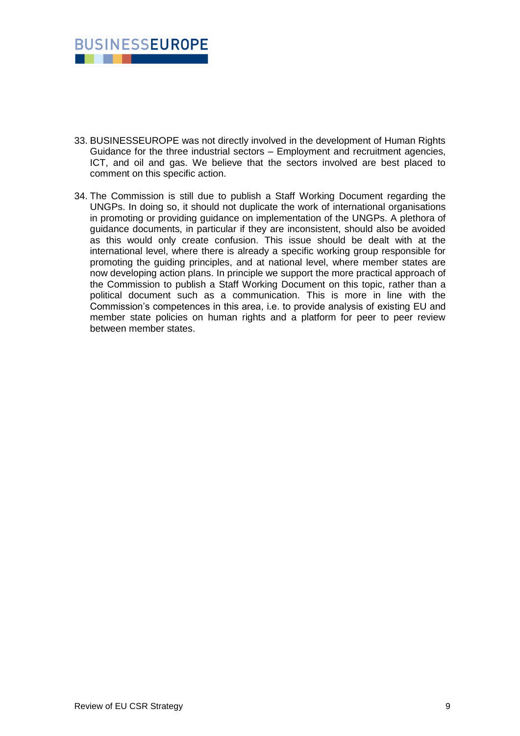33. BUSINESSEUROPE was not directly involved in the development of Human Rights Guidance for the three industrial sectors – Employment and recruitment agencies, ICT, and oil and gas. We believe that the sectors involved are best placed to comment on this specific action.

34. The Commission is still due to publish a Staff Working Document regarding the UNGPs. In doing so, it should not duplicate the work of international organisations in promoting or providing guidance on implementation of the UNGPs. A plethora of guidance documents, in particular if they are inconsistent, should also be avoided as this would only create confusion. This issue should be dealt with at the international level, where there is already a specific working group responsible for promoting the guiding principles, and at national level, where member states are now developing action plans. In principle we support the more practical approach of the Commission to publish a Staff Working Document on this topic, rather than a political document such as a communication. This is more in line with the Commission's competences in this area, i.e. to provide analysis of existing EU and member state policies on human rights and a platform for peer to peer review between member states.